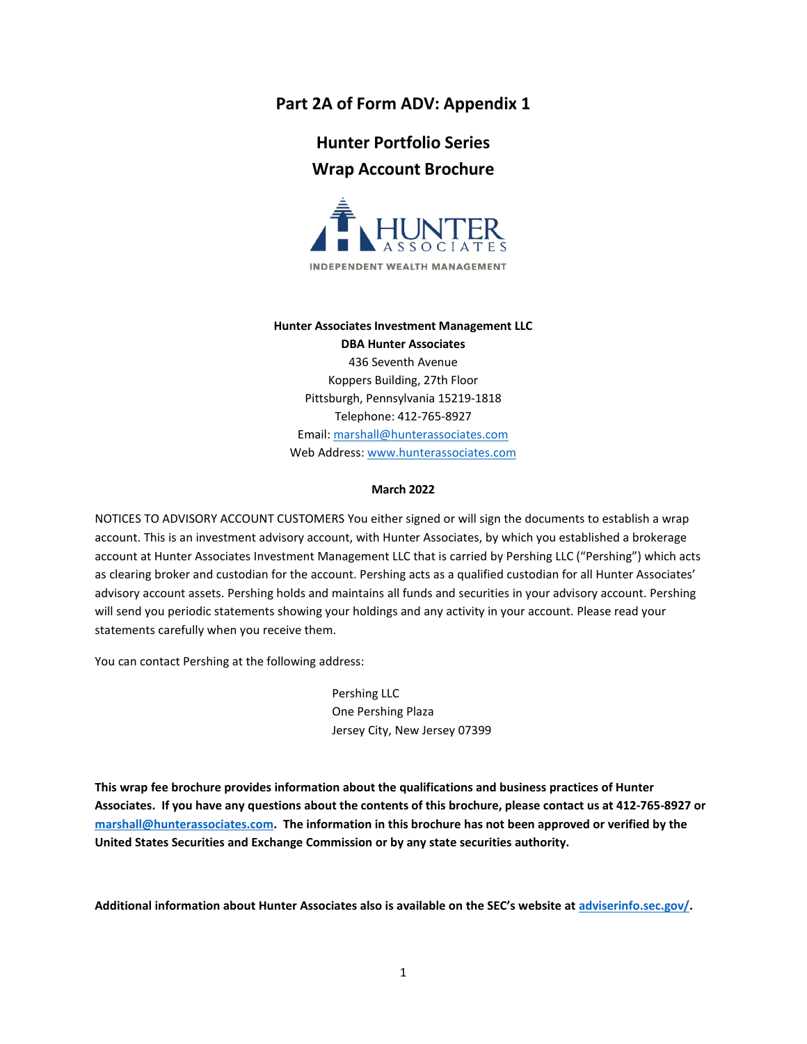# Part 2A of Form ADV: Appendix 1

## Hunter Portfolio Series
## Wrap Account Brochure

HUNTER ASSOCIATES
INDEPENDENT WEALTH MANAGEMENT

**Hunter Associates Investment Management LLC**
**DBA Hunter Associates**
436 Seventh Avenue
Koppers Building, 27th Floor
Pittsburgh, Pennsylvania 15219-1818
Telephone: 412-765-8927
Email: marshall@hunterassociates.com
Web Address: www.hunterassociates.com

**March 2022**

NOTICES TO ADVISORY ACCOUNT CUSTOMERS You either signed or will sign the documents to establish a wrap account. This is an investment advisory account, with Hunter Associates, by which you established a brokerage account at Hunter Associates Investment Management LLC that is carried by Pershing LLC ("Pershing") which acts as clearing broker and custodian for the account. Pershing acts as a qualified custodian for all Hunter Associates' advisory account assets. Pershing holds and maintains all funds and securities in your advisory account. Pershing will send you periodic statements showing your holdings and any activity in your account. Please read your statements carefully when you receive them.

You can contact Pershing at the following address:

Pershing LLC
One Pershing Plaza
Jersey City, New Jersey 07399

**This wrap fee brochure provides information about the qualifications and business practices of Hunter Associates. If you have any questions about the contents of this brochure, please contact us at 412-765-8927 or marshall@hunterassociates.com. The information in this brochure has not been approved or verified by the United States Securities and Exchange Commission or by any state securities authority.**

**Additional information about Hunter Associates also is available on the SEC's website at adviserinfo.sec.gov/.**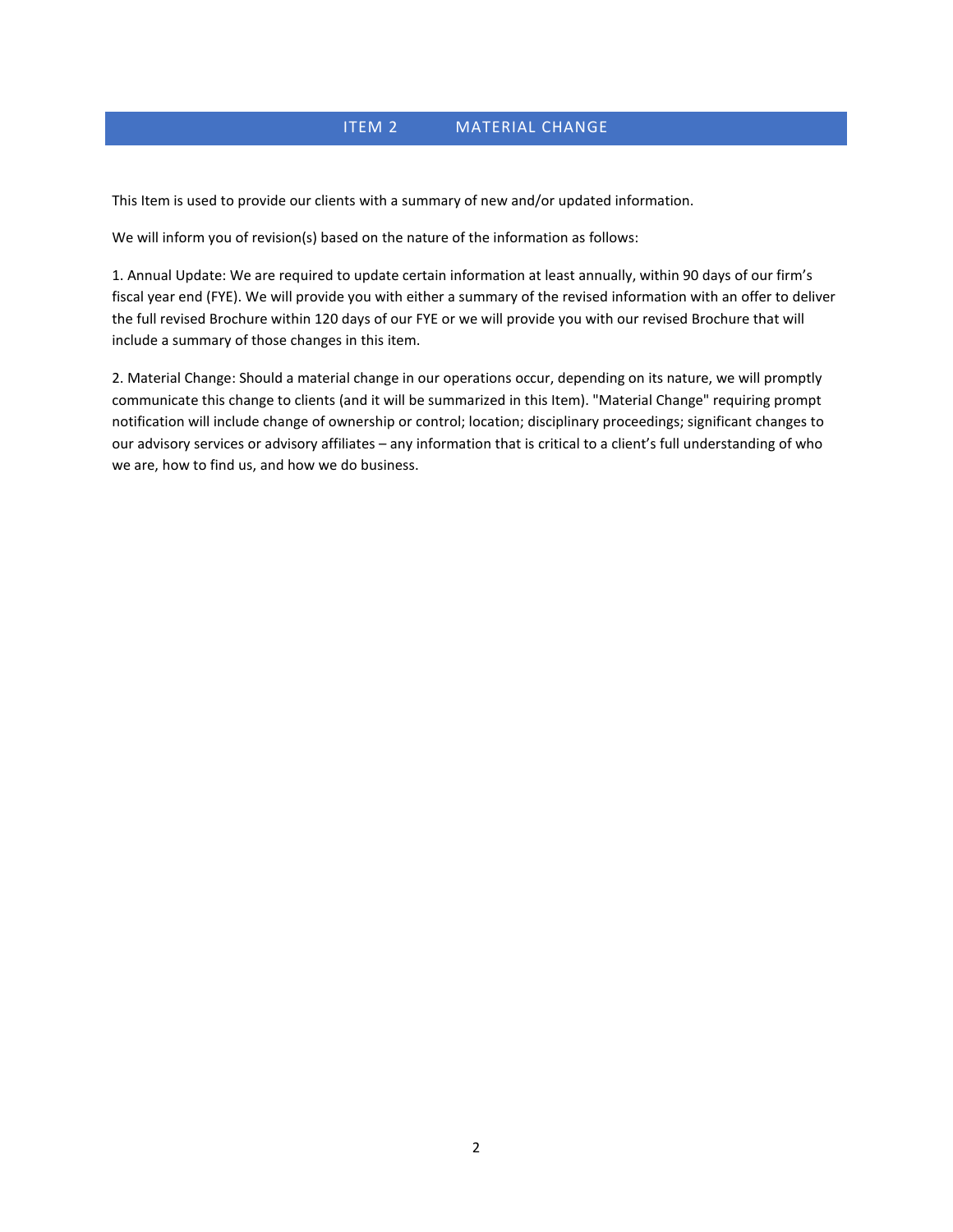## ITEM 2 MATERIAL CHANGE

This Item is used to provide our clients with a summary of new and/or updated information.

We will inform you of revision(s) based on the nature of the information as follows:

1. Annual Update: We are required to update certain information at least annually, within 90 days of our firm's fiscal year end (FYE). We will provide you with either a summary of the revised information with an offer to deliver the full revised Brochure within 120 days of our FYE or we will provide you with our revised Brochure that will include a summary of those changes in this item.

2. Material Change: Should a material change in our operations occur, depending on its nature, we will promptly communicate this change to clients (and it will be summarized in this Item). "Material Change" requiring prompt notification will include change of ownership or control; location; disciplinary proceedings; significant changes to our advisory services or advisory affiliates – any information that is critical to a client's full understanding of who we are, how to find us, and how we do business.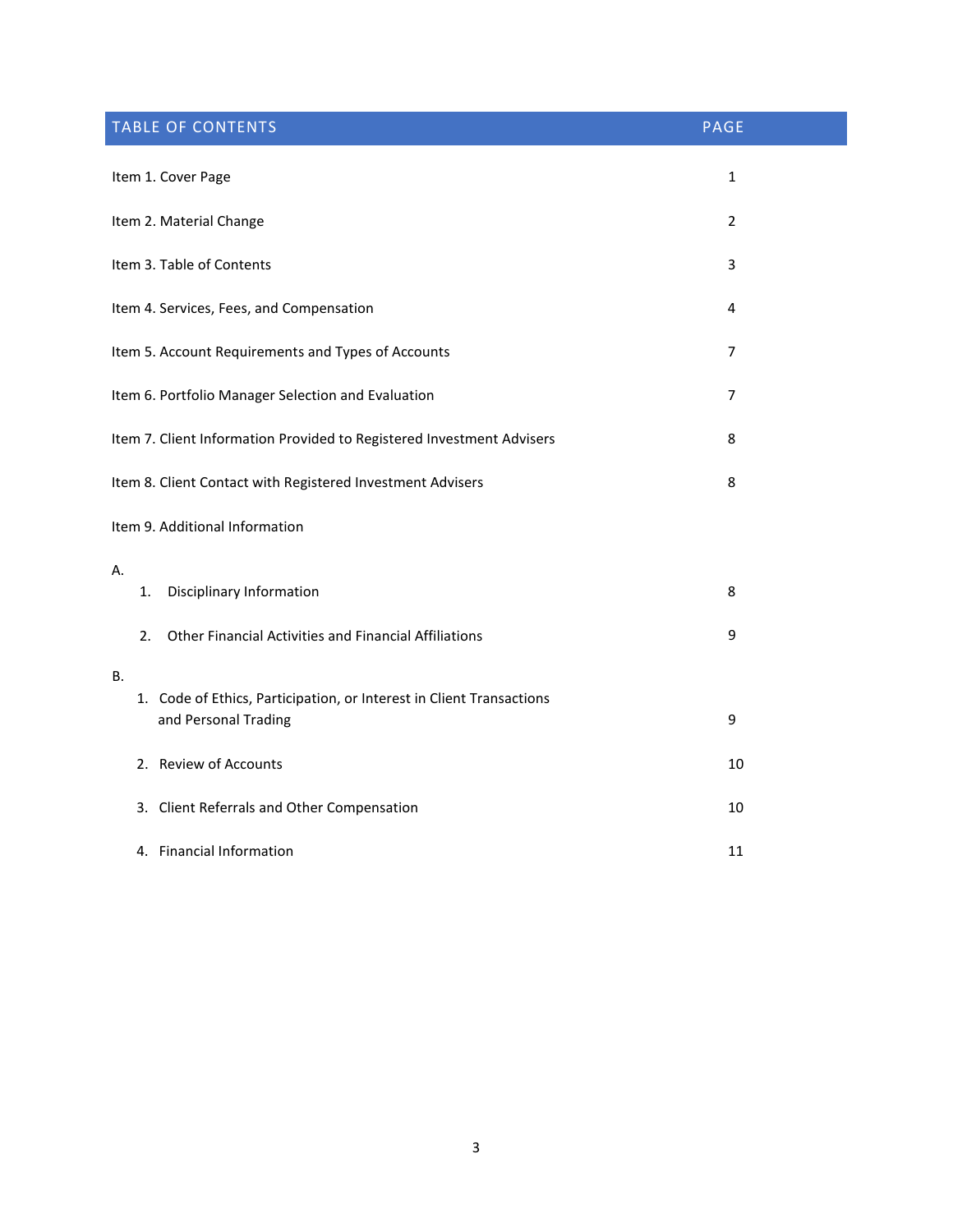| TABLE OF CONTENTS | PAGE |
|---|---|
| Item 1. Cover Page | 1 |
| Item 2. Material Change | 2 |
| Item 3. Table of Contents | 3 |
| Item 4. Services, Fees, and Compensation | 4 |
| Item 5. Account Requirements and Types of Accounts | 7 |
| Item 6. Portfolio Manager Selection and Evaluation | 7 |
| Item 7. Client Information Provided to Registered Investment Advisers | 8 |
| Item 8. Client Contact with Registered Investment Advisers | 8 |
| Item 9. Additional Information | |
| A. | |
| 1. Disciplinary Information | 8 |
| 2. Other Financial Activities and Financial Affiliations | 9 |
| B. | |
| 1. Code of Ethics, Participation, or Interest in Client Transactions and Personal Trading | 9 |
| 2. Review of Accounts | 10 |
| 3. Client Referrals and Other Compensation | 10 |
| 4. Financial Information | 11 |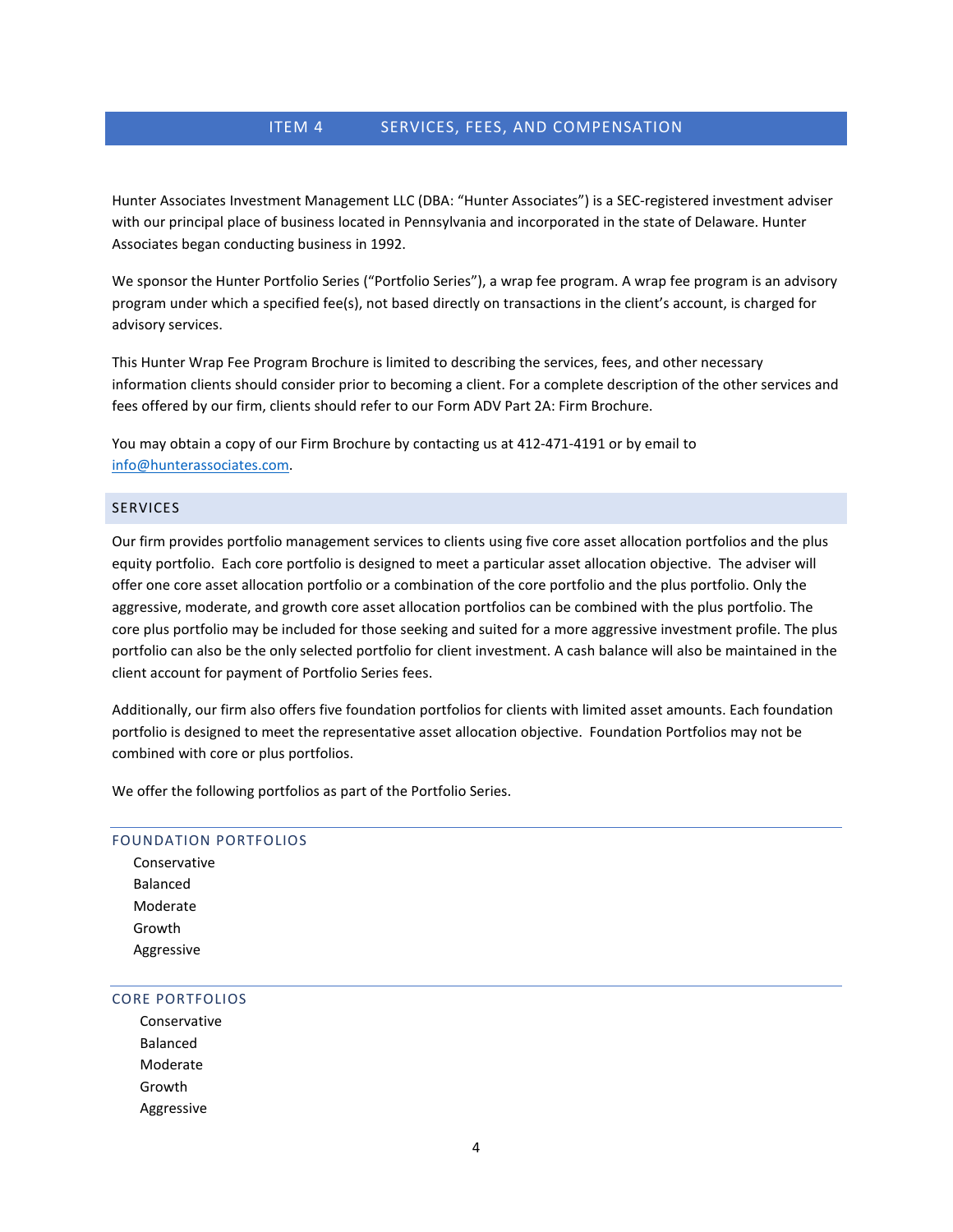# ITEM 4 SERVICES, FEES, AND COMPENSATION

Hunter Associates Investment Management LLC (DBA: "Hunter Associates") is a SEC-registered investment adviser with our principal place of business located in Pennsylvania and incorporated in the state of Delaware. Hunter Associates began conducting business in 1992.

We sponsor the Hunter Portfolio Series ("Portfolio Series"), a wrap fee program. A wrap fee program is an advisory program under which a specified fee(s), not based directly on transactions in the client's account, is charged for advisory services.

This Hunter Wrap Fee Program Brochure is limited to describing the services, fees, and other necessary information clients should consider prior to becoming a client. For a complete description of the other services and fees offered by our firm, clients should refer to our Form ADV Part 2A: Firm Brochure.

You may obtain a copy of our Firm Brochure by contacting us at 412-471-4191 or by email to info@hunterassociates.com.

## SERVICES

Our firm provides portfolio management services to clients using five core asset allocation portfolios and the plus equity portfolio. Each core portfolio is designed to meet a particular asset allocation objective. The adviser will offer one core asset allocation portfolio or a combination of the core portfolio and the plus portfolio. Only the aggressive, moderate, and growth core asset allocation portfolios can be combined with the plus portfolio. The core plus portfolio may be included for those seeking and suited for a more aggressive investment profile. The plus portfolio can also be the only selected portfolio for client investment. A cash balance will also be maintained in the client account for payment of Portfolio Series fees.

Additionally, our firm also offers five foundation portfolios for clients with limited asset amounts. Each foundation portfolio is designed to meet the representative asset allocation objective. Foundation Portfolios may not be combined with core or plus portfolios.

We offer the following portfolios as part of the Portfolio Series.

### FOUNDATION PORTFOLIOS

- Conservative
- Balanced
- Moderate
- Growth
- Aggressive

### CORE PORTFOLIOS

- Conservative
- Balanced
- Moderate
- Growth
- Aggressive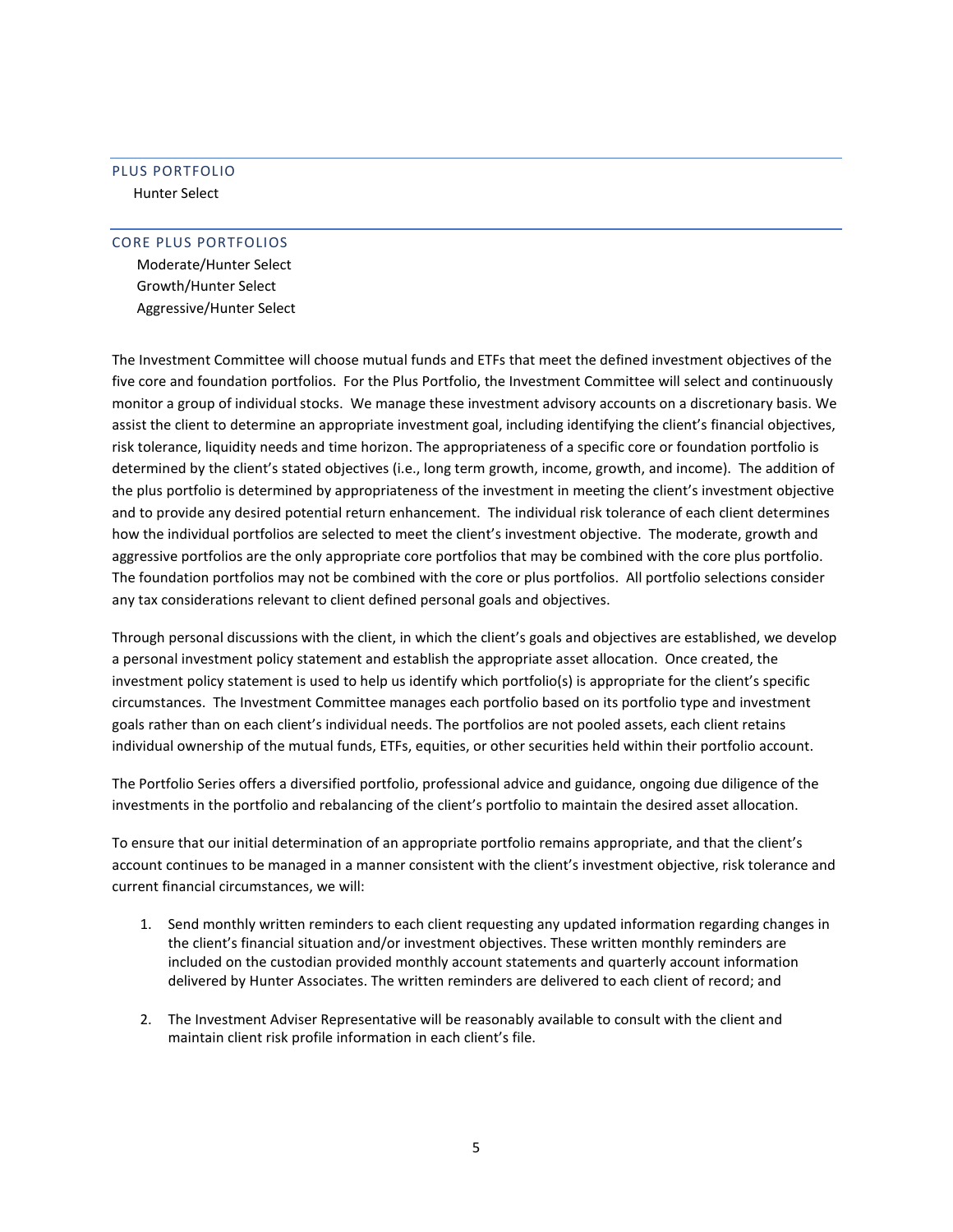## PLUS PORTFOLIO

Hunter Select

## CORE PLUS PORTFOLIOS

Moderate/Hunter Select
Growth/Hunter Select
Aggressive/Hunter Select

The Investment Committee will choose mutual funds and ETFs that meet the defined investment objectives of the five core and foundation portfolios. For the Plus Portfolio, the Investment Committee will select and continuously monitor a group of individual stocks. We manage these investment advisory accounts on a discretionary basis. We assist the client to determine an appropriate investment goal, including identifying the client's financial objectives, risk tolerance, liquidity needs and time horizon. The appropriateness of a specific core or foundation portfolio is determined by the client's stated objectives (i.e., long term growth, income, growth, and income). The addition of the plus portfolio is determined by appropriateness of the investment in meeting the client's investment objective and to provide any desired potential return enhancement. The individual risk tolerance of each client determines how the individual portfolios are selected to meet the client's investment objective. The moderate, growth and aggressive portfolios are the only appropriate core portfolios that may be combined with the core plus portfolio. The foundation portfolios may not be combined with the core or plus portfolios. All portfolio selections consider any tax considerations relevant to client defined personal goals and objectives.

Through personal discussions with the client, in which the client's goals and objectives are established, we develop a personal investment policy statement and establish the appropriate asset allocation. Once created, the investment policy statement is used to help us identify which portfolio(s) is appropriate for the client's specific circumstances. The Investment Committee manages each portfolio based on its portfolio type and investment goals rather than on each client's individual needs. The portfolios are not pooled assets, each client retains individual ownership of the mutual funds, ETFs, equities, or other securities held within their portfolio account.

The Portfolio Series offers a diversified portfolio, professional advice and guidance, ongoing due diligence of the investments in the portfolio and rebalancing of the client's portfolio to maintain the desired asset allocation.

To ensure that our initial determination of an appropriate portfolio remains appropriate, and that the client's account continues to be managed in a manner consistent with the client's investment objective, risk tolerance and current financial circumstances, we will:

1. Send monthly written reminders to each client requesting any updated information regarding changes in the client's financial situation and/or investment objectives. These written monthly reminders are included on the custodian provided monthly account statements and quarterly account information delivered by Hunter Associates. The written reminders are delivered to each client of record; and

2. The Investment Adviser Representative will be reasonably available to consult with the client and maintain client risk profile information in each client's file.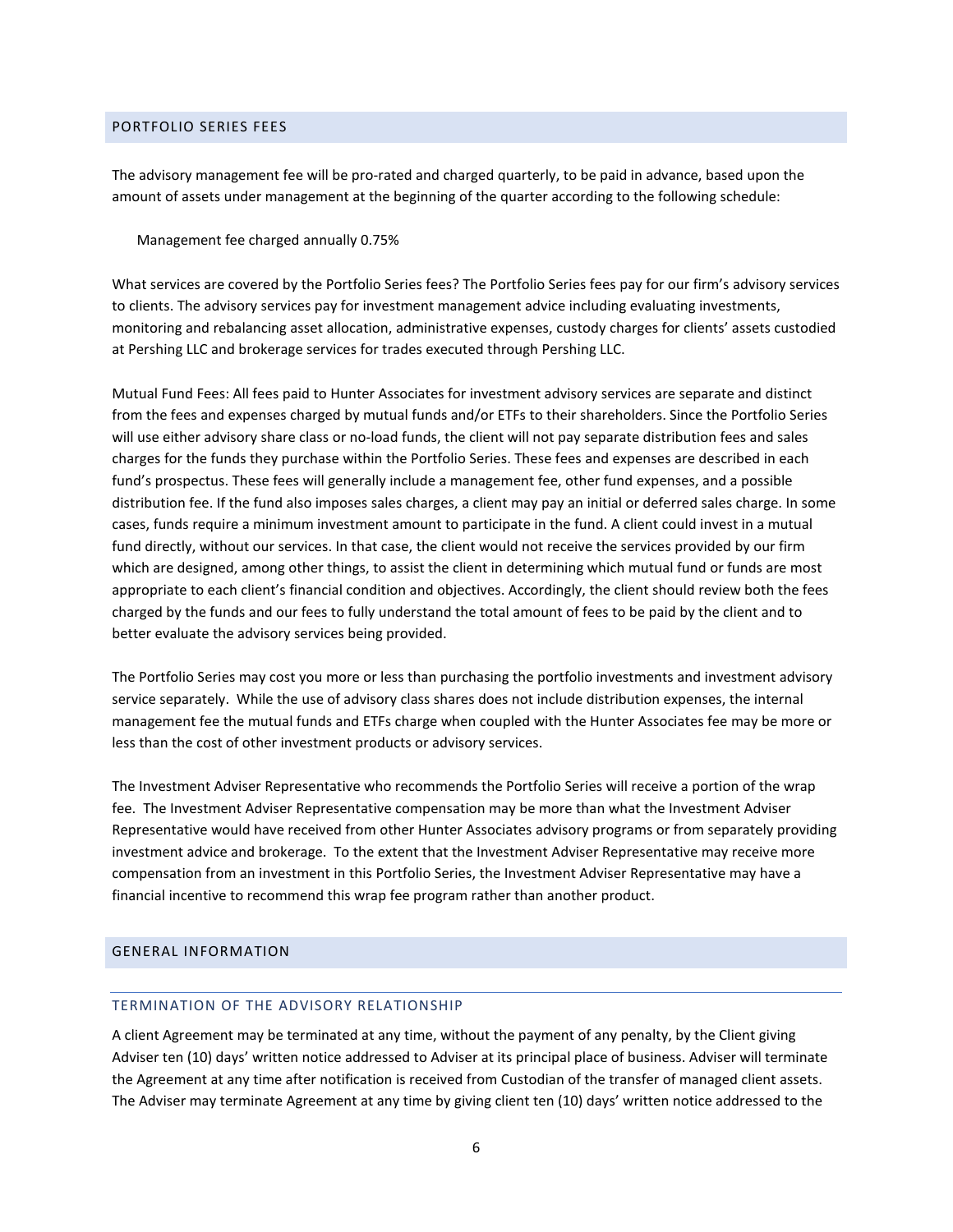## PORTFOLIO SERIES FEES

The advisory management fee will be pro-rated and charged quarterly, to be paid in advance, based upon the amount of assets under management at the beginning of the quarter according to the following schedule:

Management fee charged annually 0.75%

What services are covered by the Portfolio Series fees? The Portfolio Series fees pay for our firm's advisory services to clients. The advisory services pay for investment management advice including evaluating investments, monitoring and rebalancing asset allocation, administrative expenses, custody charges for clients' assets custodied at Pershing LLC and brokerage services for trades executed through Pershing LLC.

Mutual Fund Fees: All fees paid to Hunter Associates for investment advisory services are separate and distinct from the fees and expenses charged by mutual funds and/or ETFs to their shareholders. Since the Portfolio Series will use either advisory share class or no-load funds, the client will not pay separate distribution fees and sales charges for the funds they purchase within the Portfolio Series. These fees and expenses are described in each fund's prospectus. These fees will generally include a management fee, other fund expenses, and a possible distribution fee. If the fund also imposes sales charges, a client may pay an initial or deferred sales charge. In some cases, funds require a minimum investment amount to participate in the fund. A client could invest in a mutual fund directly, without our services. In that case, the client would not receive the services provided by our firm which are designed, among other things, to assist the client in determining which mutual fund or funds are most appropriate to each client's financial condition and objectives. Accordingly, the client should review both the fees charged by the funds and our fees to fully understand the total amount of fees to be paid by the client and to better evaluate the advisory services being provided.

The Portfolio Series may cost you more or less than purchasing the portfolio investments and investment advisory service separately. While the use of advisory class shares does not include distribution expenses, the internal management fee the mutual funds and ETFs charge when coupled with the Hunter Associates fee may be more or less than the cost of other investment products or advisory services.

The Investment Adviser Representative who recommends the Portfolio Series will receive a portion of the wrap fee. The Investment Adviser Representative compensation may be more than what the Investment Adviser Representative would have received from other Hunter Associates advisory programs or from separately providing investment advice and brokerage. To the extent that the Investment Adviser Representative may receive more compensation from an investment in this Portfolio Series, the Investment Adviser Representative may have a financial incentive to recommend this wrap fee program rather than another product.

## GENERAL INFORMATION

### TERMINATION OF THE ADVISORY RELATIONSHIP

A client Agreement may be terminated at any time, without the payment of any penalty, by the Client giving Adviser ten (10) days' written notice addressed to Adviser at its principal place of business. Adviser will terminate the Agreement at any time after notification is received from Custodian of the transfer of managed client assets. The Adviser may terminate Agreement at any time by giving client ten (10) days' written notice addressed to the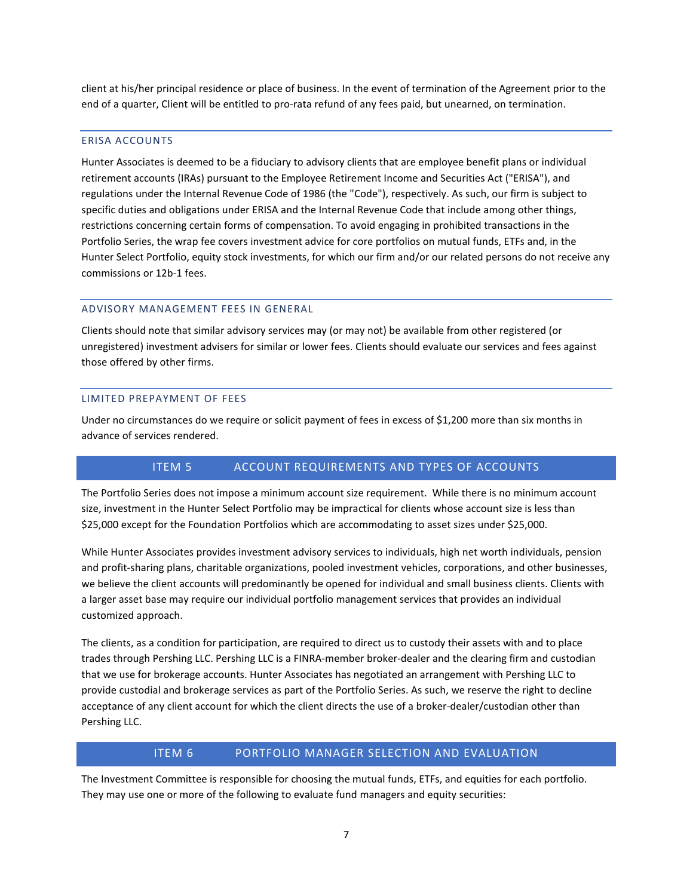client at his/her principal residence or place of business. In the event of termination of the Agreement prior to the end of a quarter, Client will be entitled to pro-rata refund of any fees paid, but unearned, on termination.

### ERISA ACCOUNTS

Hunter Associates is deemed to be a fiduciary to advisory clients that are employee benefit plans or individual retirement accounts (IRAs) pursuant to the Employee Retirement Income and Securities Act ("ERISA"), and regulations under the Internal Revenue Code of 1986 (the "Code"), respectively. As such, our firm is subject to specific duties and obligations under ERISA and the Internal Revenue Code that include among other things, restrictions concerning certain forms of compensation. To avoid engaging in prohibited transactions in the Portfolio Series, the wrap fee covers investment advice for core portfolios on mutual funds, ETFs and, in the Hunter Select Portfolio, equity stock investments, for which our firm and/or our related persons do not receive any commissions or 12b-1 fees.

### ADVISORY MANAGEMENT FEES IN GENERAL

Clients should note that similar advisory services may (or may not) be available from other registered (or unregistered) investment advisers for similar or lower fees. Clients should evaluate our services and fees against those offered by other firms.

### LIMITED PREPAYMENT OF FEES

Under no circumstances do we require or solicit payment of fees in excess of $1,200 more than six months in advance of services rendered.

## ITEM 5 ACCOUNT REQUIREMENTS AND TYPES OF ACCOUNTS

The Portfolio Series does not impose a minimum account size requirement. While there is no minimum account size, investment in the Hunter Select Portfolio may be impractical for clients whose account size is less than $25,000 except for the Foundation Portfolios which are accommodating to asset sizes under $25,000.

While Hunter Associates provides investment advisory services to individuals, high net worth individuals, pension and profit-sharing plans, charitable organizations, pooled investment vehicles, corporations, and other businesses, we believe the client accounts will predominantly be opened for individual and small business clients. Clients with a larger asset base may require our individual portfolio management services that provides an individual customized approach.

The clients, as a condition for participation, are required to direct us to custody their assets with and to place trades through Pershing LLC. Pershing LLC is a FINRA-member broker-dealer and the clearing firm and custodian that we use for brokerage accounts. Hunter Associates has negotiated an arrangement with Pershing LLC to provide custodial and brokerage services as part of the Portfolio Series. As such, we reserve the right to decline acceptance of any client account for which the client directs the use of a broker-dealer/custodian other than Pershing LLC.

## ITEM 6 PORTFOLIO MANAGER SELECTION AND EVALUATION

The Investment Committee is responsible for choosing the mutual funds, ETFs, and equities for each portfolio. They may use one or more of the following to evaluate fund managers and equity securities: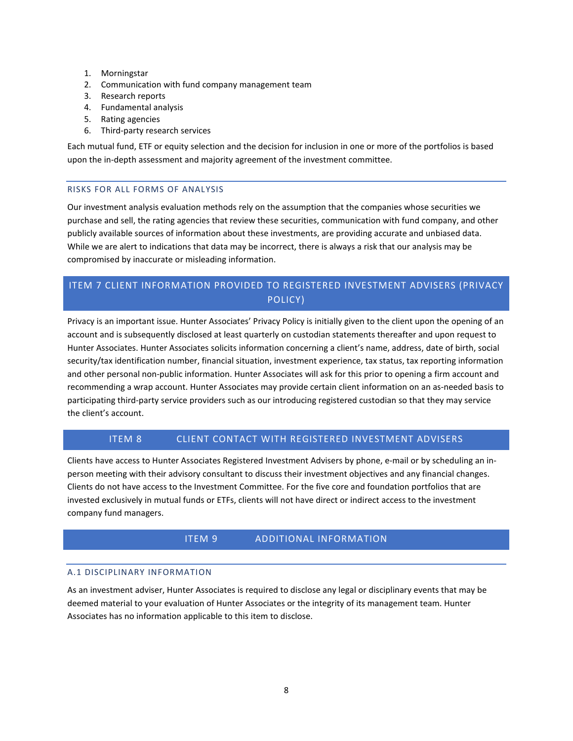1. Morningstar
2. Communication with fund company management team
3. Research reports
4. Fundamental analysis
5. Rating agencies
6. Third-party research services

Each mutual fund, ETF or equity selection and the decision for inclusion in one or more of the portfolios is based upon the in-depth assessment and majority agreement of the investment committee.

### RISKS FOR ALL FORMS OF ANALYSIS

Our investment analysis evaluation methods rely on the assumption that the companies whose securities we purchase and sell, the rating agencies that review these securities, communication with fund company, and other publicly available sources of information about these investments, are providing accurate and unbiased data. While we are alert to indications that data may be incorrect, there is always a risk that our analysis may be compromised by inaccurate or misleading information.

## ITEM 7 CLIENT INFORMATION PROVIDED TO REGISTERED INVESTMENT ADVISERS (PRIVACY POLICY)

Privacy is an important issue. Hunter Associates' Privacy Policy is initially given to the client upon the opening of an account and is subsequently disclosed at least quarterly on custodian statements thereafter and upon request to Hunter Associates. Hunter Associates solicits information concerning a client's name, address, date of birth, social security/tax identification number, financial situation, investment experience, tax status, tax reporting information and other personal non-public information. Hunter Associates will ask for this prior to opening a firm account and recommending a wrap account. Hunter Associates may provide certain client information on an as-needed basis to participating third-party service providers such as our introducing registered custodian so that they may service the client's account.

## ITEM 8 CLIENT CONTACT WITH REGISTERED INVESTMENT ADVISERS

Clients have access to Hunter Associates Registered Investment Advisers by phone, e-mail or by scheduling an in-person meeting with their advisory consultant to discuss their investment objectives and any financial changes. Clients do not have access to the Investment Committee. For the five core and foundation portfolios that are invested exclusively in mutual funds or ETFs, clients will not have direct or indirect access to the investment company fund managers.

## ITEM 9 ADDITIONAL INFORMATION

### A.1 DISCIPLINARY INFORMATION

As an investment adviser, Hunter Associates is required to disclose any legal or disciplinary events that may be deemed material to your evaluation of Hunter Associates or the integrity of its management team. Hunter Associates has no information applicable to this item to disclose.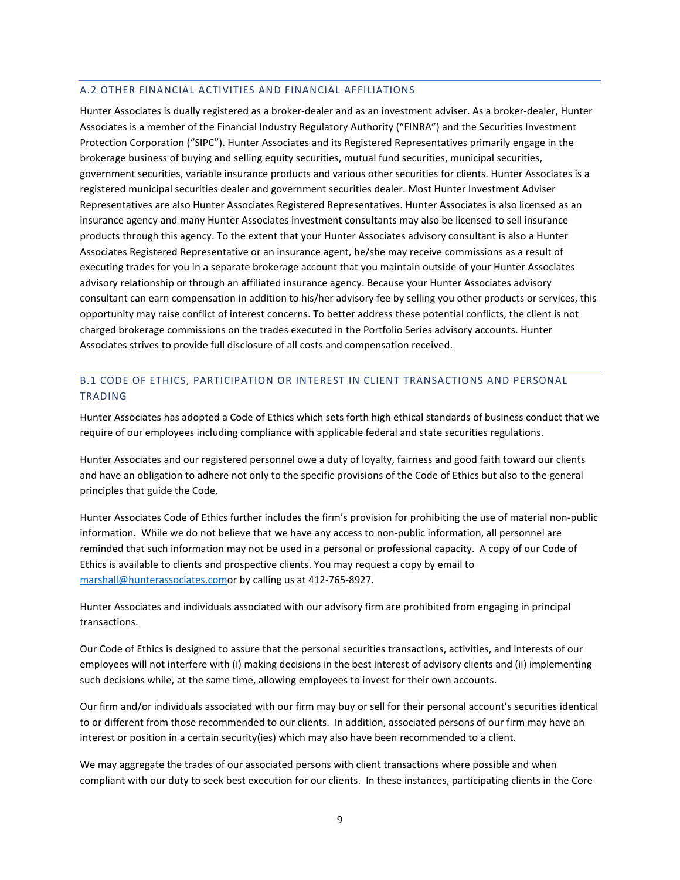## A.2 OTHER FINANCIAL ACTIVITIES AND FINANCIAL AFFILIATIONS

Hunter Associates is dually registered as a broker-dealer and as an investment adviser. As a broker-dealer, Hunter Associates is a member of the Financial Industry Regulatory Authority ("FINRA") and the Securities Investment Protection Corporation ("SIPC"). Hunter Associates and its Registered Representatives primarily engage in the brokerage business of buying and selling equity securities, mutual fund securities, municipal securities, government securities, variable insurance products and various other securities for clients. Hunter Associates is a registered municipal securities dealer and government securities dealer. Most Hunter Investment Adviser Representatives are also Hunter Associates Registered Representatives. Hunter Associates is also licensed as an insurance agency and many Hunter Associates investment consultants may also be licensed to sell insurance products through this agency. To the extent that your Hunter Associates advisory consultant is also a Hunter Associates Registered Representative or an insurance agent, he/she may receive commissions as a result of executing trades for you in a separate brokerage account that you maintain outside of your Hunter Associates advisory relationship or through an affiliated insurance agency. Because your Hunter Associates advisory consultant can earn compensation in addition to his/her advisory fee by selling you other products or services, this opportunity may raise conflict of interest concerns. To better address these potential conflicts, the client is not charged brokerage commissions on the trades executed in the Portfolio Series advisory accounts. Hunter Associates strives to provide full disclosure of all costs and compensation received.

## B.1 CODE OF ETHICS, PARTICIPATION OR INTEREST IN CLIENT TRANSACTIONS AND PERSONAL TRADING

Hunter Associates has adopted a Code of Ethics which sets forth high ethical standards of business conduct that we require of our employees including compliance with applicable federal and state securities regulations.

Hunter Associates and our registered personnel owe a duty of loyalty, fairness and good faith toward our clients and have an obligation to adhere not only to the specific provisions of the Code of Ethics but also to the general principles that guide the Code.

Hunter Associates Code of Ethics further includes the firm's provision for prohibiting the use of material non-public information. While we do not believe that we have any access to non-public information, all personnel are reminded that such information may not be used in a personal or professional capacity. A copy of our Code of Ethics is available to clients and prospective clients. You may request a copy by email to marshall@hunterassociates.comor by calling us at 412-765-8927.

Hunter Associates and individuals associated with our advisory firm are prohibited from engaging in principal transactions.

Our Code of Ethics is designed to assure that the personal securities transactions, activities, and interests of our employees will not interfere with (i) making decisions in the best interest of advisory clients and (ii) implementing such decisions while, at the same time, allowing employees to invest for their own accounts.

Our firm and/or individuals associated with our firm may buy or sell for their personal account's securities identical to or different from those recommended to our clients. In addition, associated persons of our firm may have an interest or position in a certain security(ies) which may also have been recommended to a client.

We may aggregate the trades of our associated persons with client transactions where possible and when compliant with our duty to seek best execution for our clients. In these instances, participating clients in the Core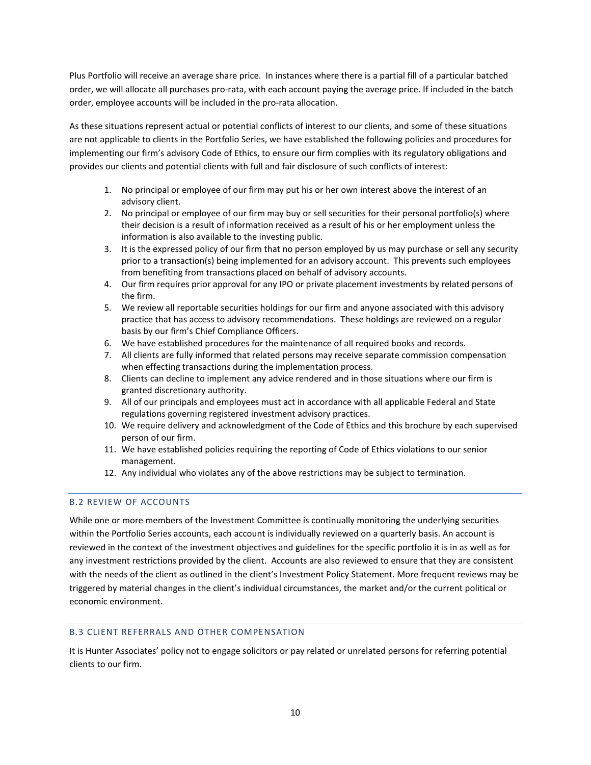Plus Portfolio will receive an average share price. In instances where there is a partial fill of a particular batched order, we will allocate all purchases pro-rata, with each account paying the average price. If included in the batch order, employee accounts will be included in the pro-rata allocation.

As these situations represent actual or potential conflicts of interest to our clients, and some of these situations are not applicable to clients in the Portfolio Series, we have established the following policies and procedures for implementing our firm's advisory Code of Ethics, to ensure our firm complies with its regulatory obligations and provides our clients and potential clients with full and fair disclosure of such conflicts of interest:

1. No principal or employee of our firm may put his or her own interest above the interest of an advisory client.
2. No principal or employee of our firm may buy or sell securities for their personal portfolio(s) where their decision is a result of information received as a result of his or her employment unless the information is also available to the investing public.
3. It is the expressed policy of our firm that no person employed by us may purchase or sell any security prior to a transaction(s) being implemented for an advisory account. This prevents such employees from benefiting from transactions placed on behalf of advisory accounts.
4. Our firm requires prior approval for any IPO or private placement investments by related persons of the firm.
5. We review all reportable securities holdings for our firm and anyone associated with this advisory practice that has access to advisory recommendations. These holdings are reviewed on a regular basis by our firm's Chief Compliance Officers.
6. We have established procedures for the maintenance of all required books and records.
7. All clients are fully informed that related persons may receive separate commission compensation when effecting transactions during the implementation process.
8. Clients can decline to implement any advice rendered and in those situations where our firm is granted discretionary authority.
9. All of our principals and employees must act in accordance with all applicable Federal and State regulations governing registered investment advisory practices.
10. We require delivery and acknowledgment of the Code of Ethics and this brochure by each supervised person of our firm.
11. We have established policies requiring the reporting of Code of Ethics violations to our senior management.
12. Any individual who violates any of the above restrictions may be subject to termination.

## B.2 REVIEW OF ACCOUNTS

While one or more members of the Investment Committee is continually monitoring the underlying securities within the Portfolio Series accounts, each account is individually reviewed on a quarterly basis. An account is reviewed in the context of the investment objectives and guidelines for the specific portfolio it is in as well as for any investment restrictions provided by the client. Accounts are also reviewed to ensure that they are consistent with the needs of the client as outlined in the client's Investment Policy Statement. More frequent reviews may be triggered by material changes in the client's individual circumstances, the market and/or the current political or economic environment.

## B.3 CLIENT REFERRALS AND OTHER COMPENSATION

It is Hunter Associates' policy not to engage solicitors or pay related or unrelated persons for referring potential clients to our firm.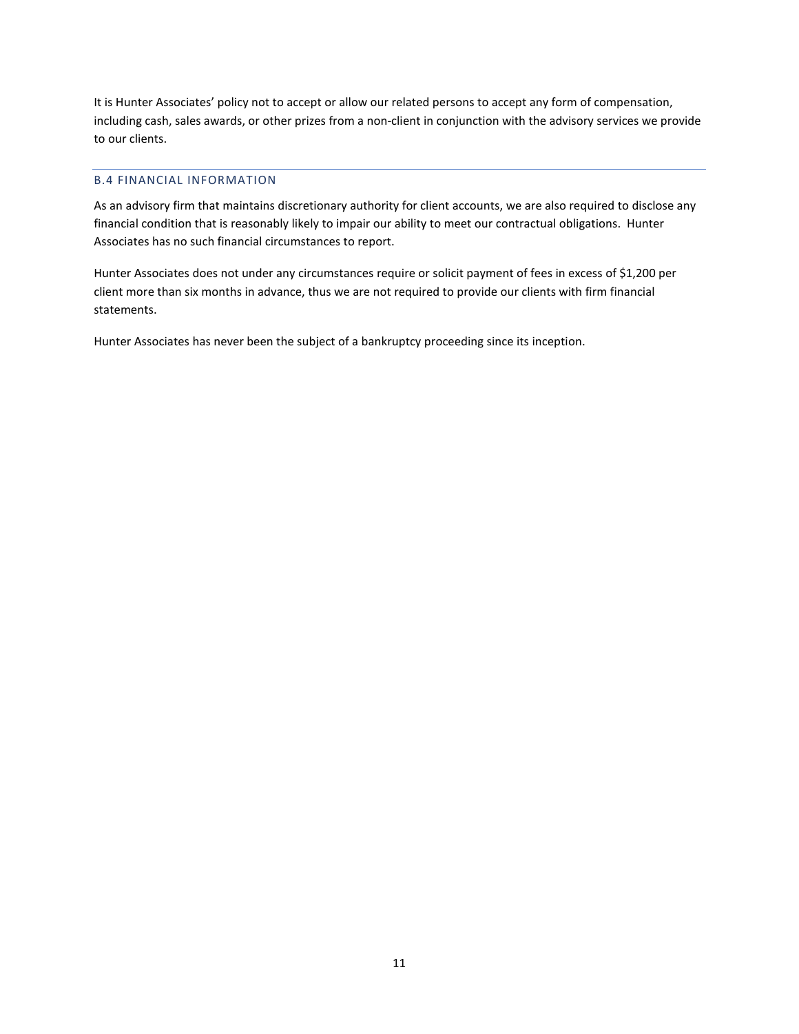It is Hunter Associates' policy not to accept or allow our related persons to accept any form of compensation, including cash, sales awards, or other prizes from a non-client in conjunction with the advisory services we provide to our clients.

## B.4 FINANCIAL INFORMATION

As an advisory firm that maintains discretionary authority for client accounts, we are also required to disclose any financial condition that is reasonably likely to impair our ability to meet our contractual obligations. Hunter Associates has no such financial circumstances to report.

Hunter Associates does not under any circumstances require or solicit payment of fees in excess of $1,200 per client more than six months in advance, thus we are not required to provide our clients with firm financial statements.

Hunter Associates has never been the subject of a bankruptcy proceeding since its inception.